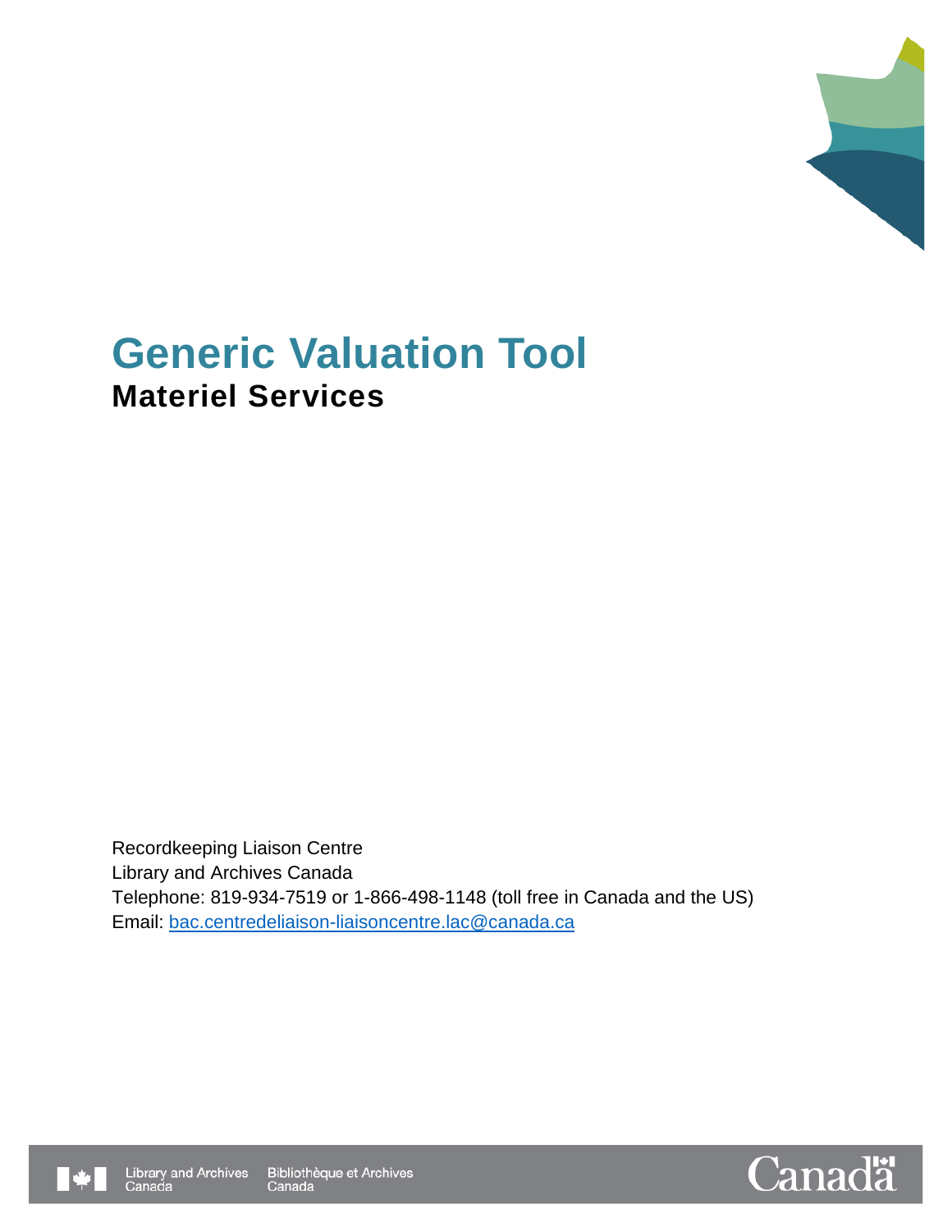# Generic Valuation Tool

## Materiel Services

Recordkeeping Liaison Centre
Library and Archives Canada
Telephone: 819-934-7519 or 1-866-498-1148 (toll free in Canada and the US)
Email: bac.centredeliaison-liaisoncentre.lac@canada.ca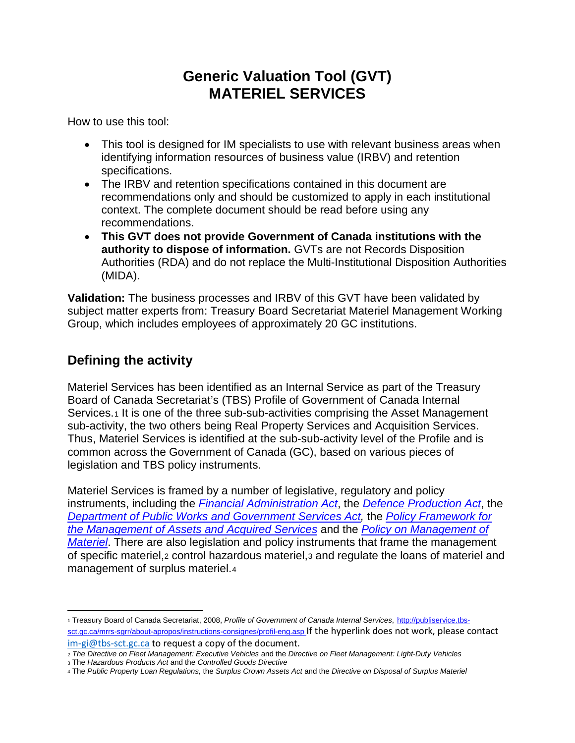# Generic Valuation Tool (GVT)
# MATERIEL SERVICES

How to use this tool:

- This tool is designed for IM specialists to use with relevant business areas when identifying information resources of business value (IRBV) and retention specifications.
- The IRBV and retention specifications contained in this document are recommendations only and should be customized to apply in each institutional context. The complete document should be read before using any recommendations.
- **This GVT does not provide Government of Canada institutions with the authority to dispose of information.** GVTs are not Records Disposition Authorities (RDA) and do not replace the Multi-Institutional Disposition Authorities (MIDA).

**Validation:** The business processes and IRBV of this GVT have been validated by subject matter experts from: Treasury Board Secretariat Materiel Management Working Group, which includes employees of approximately 20 GC institutions.

## Defining the activity

Materiel Services has been identified as an Internal Service as part of the Treasury Board of Canada Secretariat's (TBS) Profile of Government of Canada Internal Services.[1] It is one of the three sub-sub-activities comprising the Asset Management sub-activity, the two others being Real Property Services and Acquisition Services. Thus, Materiel Services is identified at the sub-sub-activity level of the Profile and is common across the Government of Canada (GC), based on various pieces of legislation and TBS policy instruments.

Materiel Services is framed by a number of legislative, regulatory and policy instruments, including the *Financial Administration Act*, the *Defence Production Act*, the *Department of Public Works and Government Services Act,* the *Policy Framework for the Management of Assets and Acquired Services* and the *Policy on Management of Materiel*. There are also legislation and policy instruments that frame the management of specific materiel,[2] control hazardous materiel,[3] and regulate the loans of materiel and management of surplus materiel.[4]

---

[1] Treasury Board of Canada Secretariat, 2008, *Profile of Government of Canada Internal Services*, http://publiservice.tbs-sct.gc.ca/mrrs-sgrr/about-apropos/instructions-consignes/profil-eng.asp If the hyperlink does not work, please contact im-gi@tbs-sct.gc.ca to request a copy of the document.

[2] *The Directive on Fleet Management: Executive Vehicles* and the *Directive on Fleet Management: Light-Duty Vehicles*

[3] The *Hazardous Products Act* and the *Controlled Goods Directive*

[4] The *Public Property Loan Regulations,* the *Surplus Crown Assets Act* and the *Directive on Disposal of Surplus Materiel*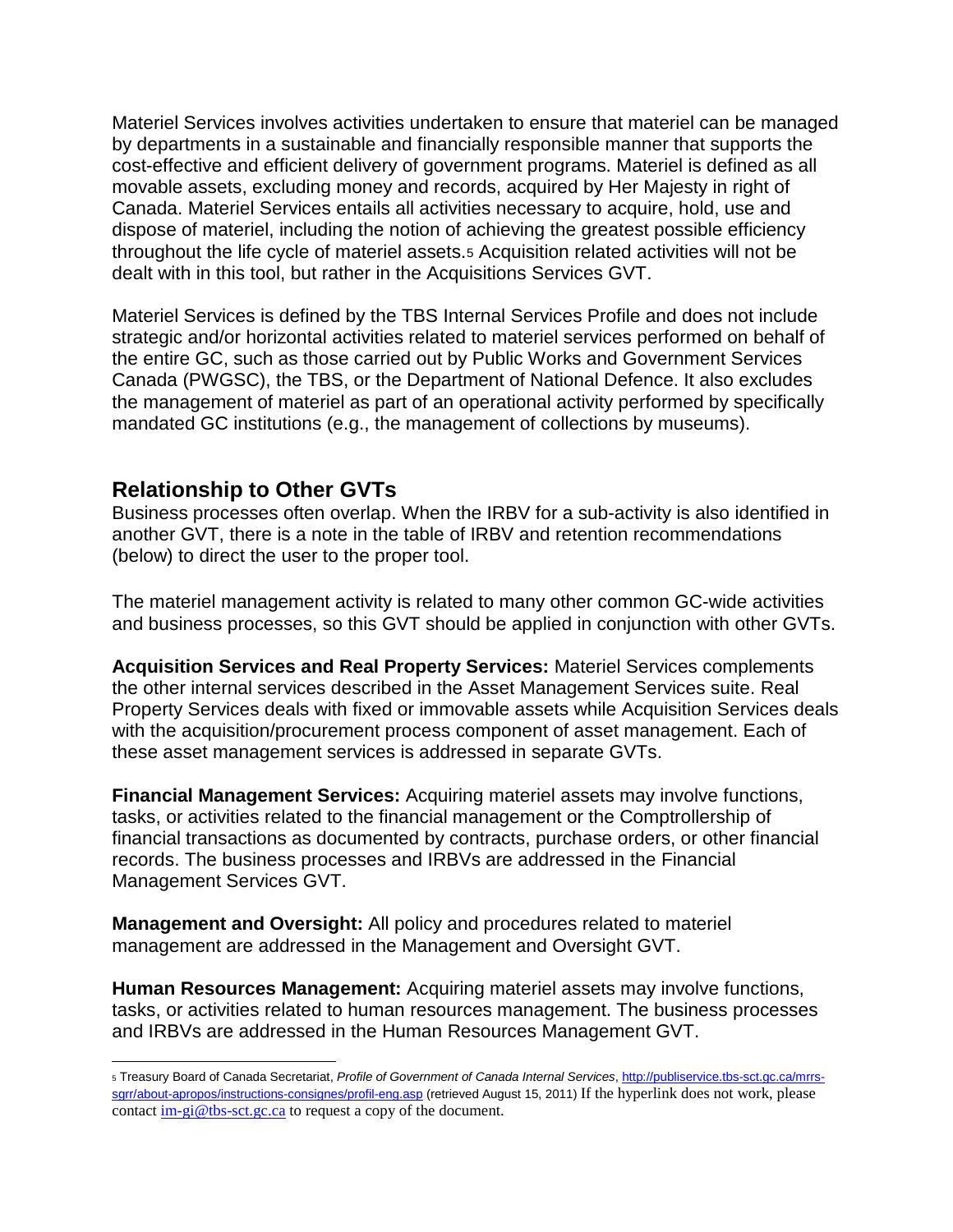Materiel Services involves activities undertaken to ensure that materiel can be managed by departments in a sustainable and financially responsible manner that supports the cost-effective and efficient delivery of government programs. Materiel is defined as all movable assets, excluding money and records, acquired by Her Majesty in right of Canada. Materiel Services entails all activities necessary to acquire, hold, use and dispose of materiel, including the notion of achieving the greatest possible efficiency throughout the life cycle of materiel assets.[5] Acquisition related activities will not be dealt with in this tool, but rather in the Acquisitions Services GVT.

Materiel Services is defined by the TBS Internal Services Profile and does not include strategic and/or horizontal activities related to materiel services performed on behalf of the entire GC, such as those carried out by Public Works and Government Services Canada (PWGSC), the TBS, or the Department of National Defence. It also excludes the management of materiel as part of an operational activity performed by specifically mandated GC institutions (e.g., the management of collections by museums).

## Relationship to Other GVTs

Business processes often overlap. When the IRBV for a sub-activity is also identified in another GVT, there is a note in the table of IRBV and retention recommendations (below) to direct the user to the proper tool.

The materiel management activity is related to many other common GC-wide activities and business processes, so this GVT should be applied in conjunction with other GVTs.

**Acquisition Services and Real Property Services:** Materiel Services complements the other internal services described in the Asset Management Services suite. Real Property Services deals with fixed or immovable assets while Acquisition Services deals with the acquisition/procurement process component of asset management. Each of these asset management services is addressed in separate GVTs.

**Financial Management Services:** Acquiring materiel assets may involve functions, tasks, or activities related to the financial management or the Comptrollership of financial transactions as documented by contracts, purchase orders, or other financial records. The business processes and IRBVs are addressed in the Financial Management Services GVT.

**Management and Oversight:** All policy and procedures related to materiel management are addressed in the Management and Oversight GVT.

**Human Resources Management:** Acquiring materiel assets may involve functions, tasks, or activities related to human resources management. The business processes and IRBVs are addressed in the Human Resources Management GVT.

---

[5] Treasury Board of Canada Secretariat, *Profile of Government of Canada Internal Services*, http://publiservice.tbs-sct.gc.ca/mrrs-sgrr/about-apropos/instructions-consignes/profil-eng.asp (retrieved August 15, 2011) If the hyperlink does not work, please contact im-gi@tbs-sct.gc.ca to request a copy of the document.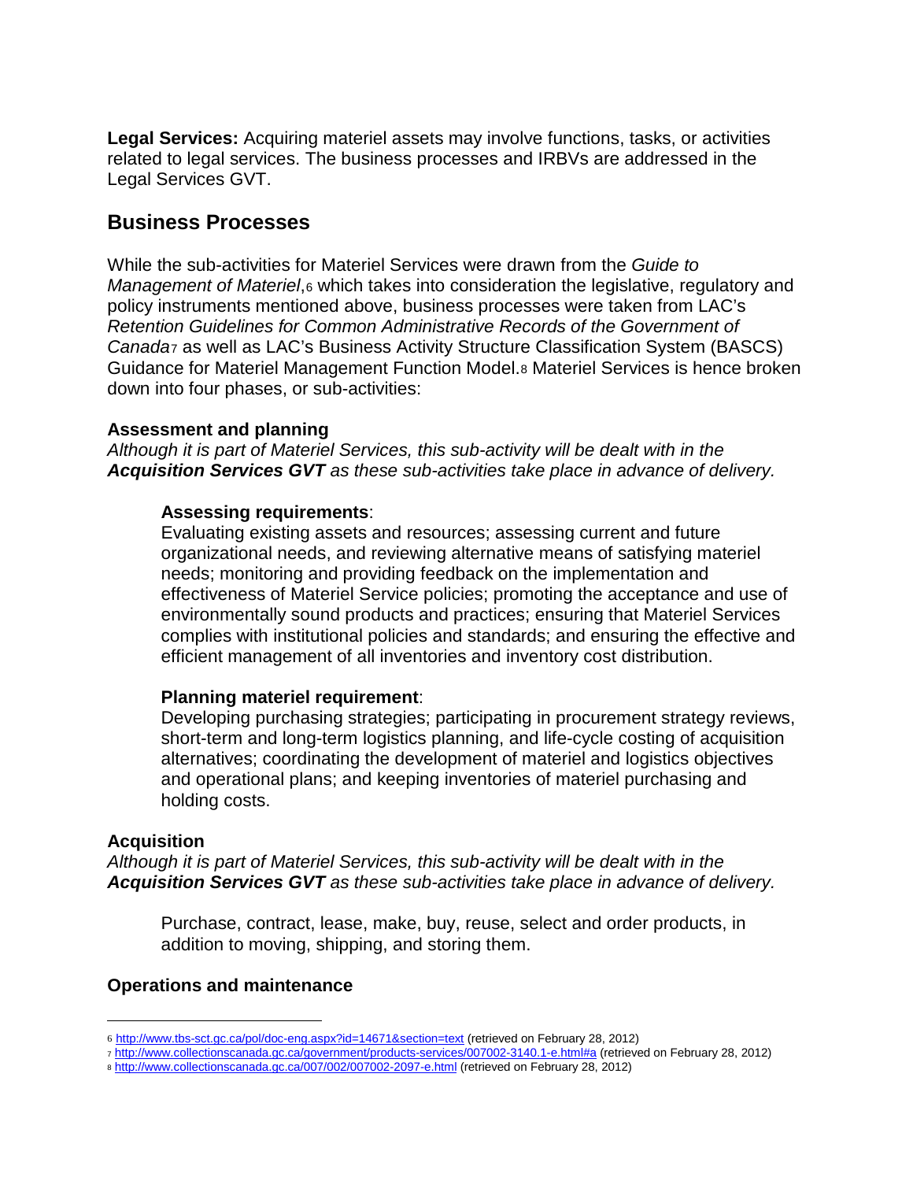**Legal Services:** Acquiring materiel assets may involve functions, tasks, or activities related to legal services. The business processes and IRBVs are addressed in the Legal Services GVT.

## Business Processes

While the sub-activities for Materiel Services were drawn from the *Guide to Management of Materiel*,[6] which takes into consideration the legislative, regulatory and policy instruments mentioned above, business processes were taken from LAC's *Retention Guidelines for Common Administrative Records of the Government of Canada*[7] as well as LAC's Business Activity Structure Classification System (BASCS) Guidance for Materiel Management Function Model.[8] Materiel Services is hence broken down into four phases, or sub-activities:

### Assessment and planning

*Although it is part of Materiel Services, this sub-activity will be dealt with in the **Acquisition Services GVT** as these sub-activities take place in advance of delivery.*

> **Assessing requirements**:
> Evaluating existing assets and resources; assessing current and future organizational needs, and reviewing alternative means of satisfying materiel needs; monitoring and providing feedback on the implementation and effectiveness of Materiel Service policies; promoting the acceptance and use of environmentally sound products and practices; ensuring that Materiel Services complies with institutional policies and standards; and ensuring the effective and efficient management of all inventories and inventory cost distribution.
>
> **Planning materiel requirement**:
> Developing purchasing strategies; participating in procurement strategy reviews, short-term and long-term logistics planning, and life-cycle costing of acquisition alternatives; coordinating the development of materiel and logistics objectives and operational plans; and keeping inventories of materiel purchasing and holding costs.

### Acquisition

*Although it is part of Materiel Services, this sub-activity will be dealt with in the **Acquisition Services GVT** as these sub-activities take place in advance of delivery.*

> Purchase, contract, lease, make, buy, reuse, select and order products, in addition to moving, shipping, and storing them.

### Operations and maintenance

---

[6] http://www.tbs-sct.gc.ca/pol/doc-eng.aspx?id=14671&section=text (retrieved on February 28, 2012)

[7] http://www.collectionscanada.gc.ca/government/products-services/007002-3140.1-e.html#a (retrieved on February 28, 2012)

[8] http://www.collectionscanada.gc.ca/007/002/007002-2097-e.html (retrieved on February 28, 2012)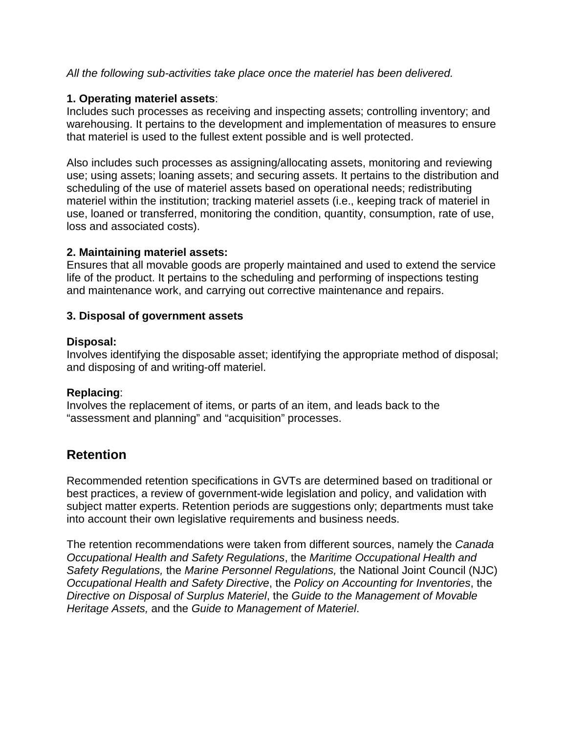*All the following sub-activities take place once the materiel has been delivered.*

**1. Operating materiel assets**:
Includes such processes as receiving and inspecting assets; controlling inventory; and warehousing. It pertains to the development and implementation of measures to ensure that materiel is used to the fullest extent possible and is well protected.

Also includes such processes as assigning/allocating assets, monitoring and reviewing use; using assets; loaning assets; and securing assets. It pertains to the distribution and scheduling of the use of materiel assets based on operational needs; redistributing materiel within the institution; tracking materiel assets (i.e., keeping track of materiel in use, loaned or transferred, monitoring the condition, quantity, consumption, rate of use, loss and associated costs).

**2. Maintaining materiel assets:**
Ensures that all movable goods are properly maintained and used to extend the service life of the product. It pertains to the scheduling and performing of inspections testing and maintenance work, and carrying out corrective maintenance and repairs.

**3. Disposal of government assets**

**Disposal:**
Involves identifying the disposable asset; identifying the appropriate method of disposal; and disposing of and writing-off materiel.

**Replacing**:
Involves the replacement of items, or parts of an item, and leads back to the "assessment and planning" and "acquisition" processes.

## Retention

Recommended retention specifications in GVTs are determined based on traditional or best practices, a review of government-wide legislation and policy, and validation with subject matter experts. Retention periods are suggestions only; departments must take into account their own legislative requirements and business needs.

The retention recommendations were taken from different sources, namely the *Canada Occupational Health and Safety Regulations*, the *Maritime Occupational Health and Safety Regulations,* the *Marine Personnel Regulations,* the National Joint Council (NJC) *Occupational Health and Safety Directive*, the *Policy on Accounting for Inventories*, the *Directive on Disposal of Surplus Materiel*, the *Guide to the Management of Movable Heritage Assets,* and the *Guide to Management of Materiel*.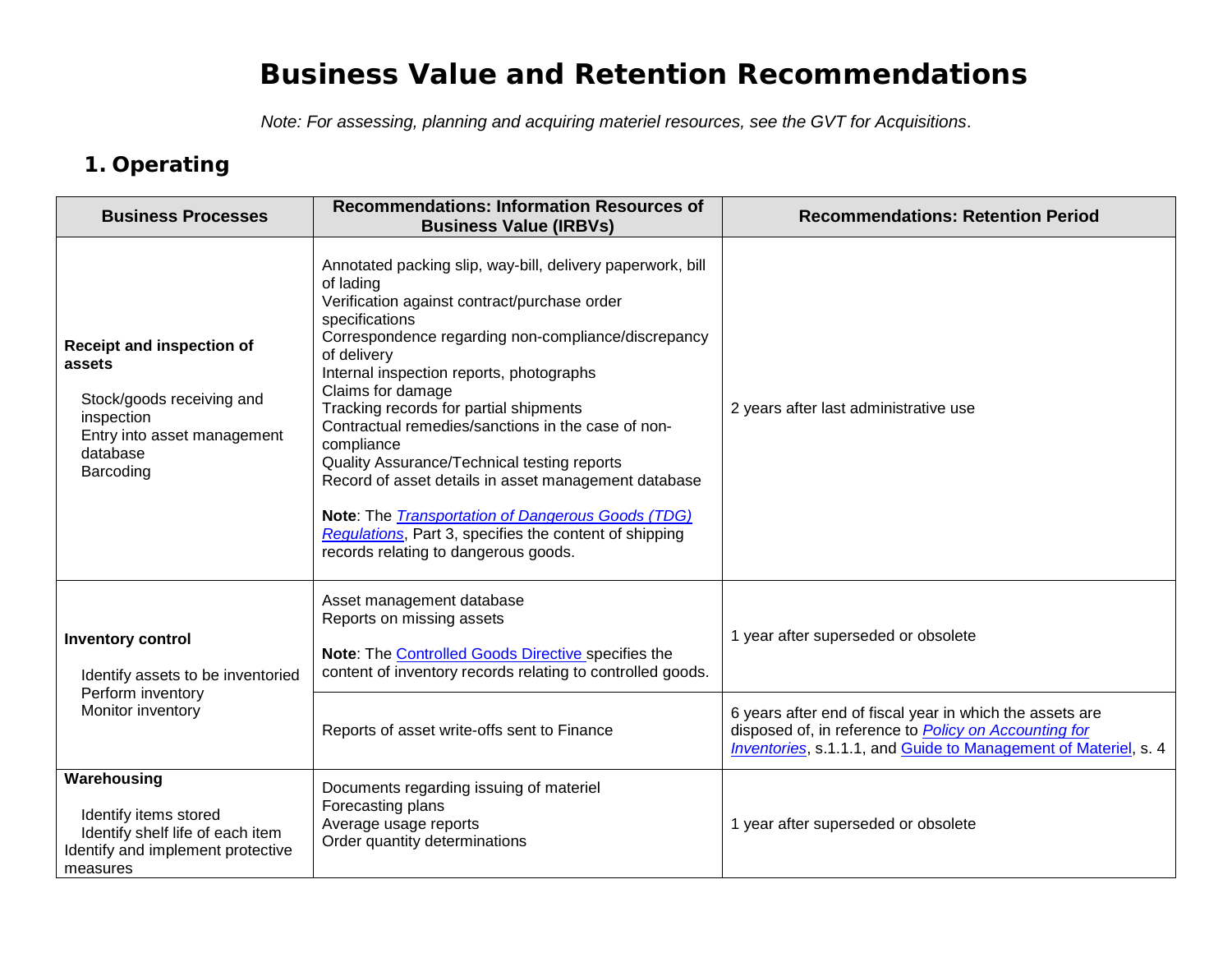# Business Value and Retention Recommendations

*Note: For assessing, planning and acquiring materiel resources, see the GVT for Acquisitions*.

## 1. Operating

| Business Processes | Recommendations: Information Resources of Business Value (IRBVs) | Recommendations: Retention Period |
|---|---|---|
| **Receipt and inspection of assets**<br><br>Stock/goods receiving and inspection<br>Entry into asset management database<br>Barcoding | Annotated packing slip, way-bill, delivery paperwork, bill of lading<br>Verification against contract/purchase order specifications<br>Correspondence regarding non-compliance/discrepancy of delivery<br>Internal inspection reports, photographs<br>Claims for damage<br>Tracking records for partial shipments<br>Contractual remedies/sanctions in the case of non-compliance<br>Quality Assurance/Technical testing reports<br>Record of asset details in asset management database<br><br>**Note**: The *Transportation of Dangerous Goods (TDG) Regulations*, Part 3, specifies the content of shipping records relating to dangerous goods. | 2 years after last administrative use |
| **Inventory control**<br><br>Identify assets to be inventoried<br>Perform inventory<br>Monitor inventory | Asset management database<br>Reports on missing assets<br><br>**Note**: The Controlled Goods Directive specifies the content of inventory records relating to controlled goods. | 1 year after superseded or obsolete |
| | Reports of asset write-offs sent to Finance | 6 years after end of fiscal year in which the assets are disposed of, in reference to *Policy on Accounting for Inventories*, s.1.1.1, and Guide to Management of Materiel, s. 4 |
| **Warehousing**<br><br>Identify items stored<br>Identify shelf life of each item<br>Identify and implement protective measures | Documents regarding issuing of materiel<br>Forecasting plans<br>Average usage reports<br>Order quantity determinations | 1 year after superseded or obsolete |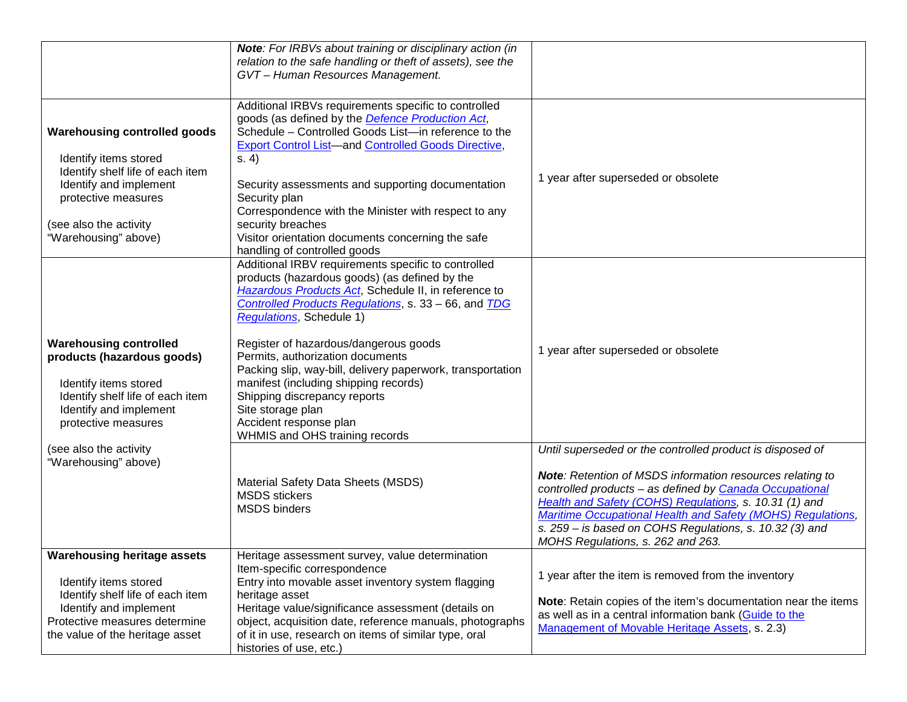| | | |
|---|---|---|
| | ***Note**: For IRBVs about training or disciplinary action (in relation to the safe handling or theft of assets), see the GVT – Human Resources Management.* | |
| **Warehousing controlled goods**<br><br>Identify items stored<br>Identify shelf life of each item<br>Identify and implement protective measures<br><br>(see also the activity "Warehousing" above) | Additional IRBVs requirements specific to controlled goods (as defined by the *Defence Production Act*, Schedule – Controlled Goods List—in reference to the Export Control List—and Controlled Goods Directive, s. 4)<br><br>Security assessments and supporting documentation<br>Security plan<br>Correspondence with the Minister with respect to any security breaches<br>Visitor orientation documents concerning the safe handling of controlled goods | 1 year after superseded or obsolete |
| **Warehousing controlled products (hazardous goods)**<br><br>Identify items stored<br>Identify shelf life of each item<br>Identify and implement protective measures<br><br>(see also the activity "Warehousing" above) | Additional IRBV requirements specific to controlled products (hazardous goods) (as defined by the *Hazardous Products Act*, Schedule II, in reference to *Controlled Products Regulations*, s. 33 – 66, and *TDG Regulations*, Schedule 1)<br><br>Register of hazardous/dangerous goods<br>Permits, authorization documents<br>Packing slip, way-bill, delivery paperwork, transportation manifest (including shipping records)<br>Shipping discrepancy reports<br>Site storage plan<br>Accident response plan<br>WHMIS and OHS training records | 1 year after superseded or obsolete |
| | Material Safety Data Sheets (MSDS)<br>MSDS stickers<br>MSDS binders | *Until superseded or the controlled product is disposed of*<br><br>***Note**: Retention of MSDS information resources relating to controlled products – as defined by Canada Occupational Health and Safety (COHS) Regulations, s. 10.31 (1) and Maritime Occupational Health and Safety (MOHS) Regulations, s. 259 – is based on COHS Regulations, s. 10.32 (3) and MOHS Regulations, s. 262 and 263.* |
| **Warehousing heritage assets**<br><br>Identify items stored<br>Identify shelf life of each item<br>Identify and implement<br>Protective measures determine the value of the heritage asset | Heritage assessment survey, value determination<br>Item-specific correspondence<br>Entry into movable asset inventory system flagging heritage asset<br>Heritage value/significance assessment (details on object, acquisition date, reference manuals, photographs of it in use, research on items of similar type, oral histories of use, etc.) | 1 year after the item is removed from the inventory<br><br>**Note**: Retain copies of the item's documentation near the items as well as in a central information bank (Guide to the Management of Movable Heritage Assets, s. 2.3) |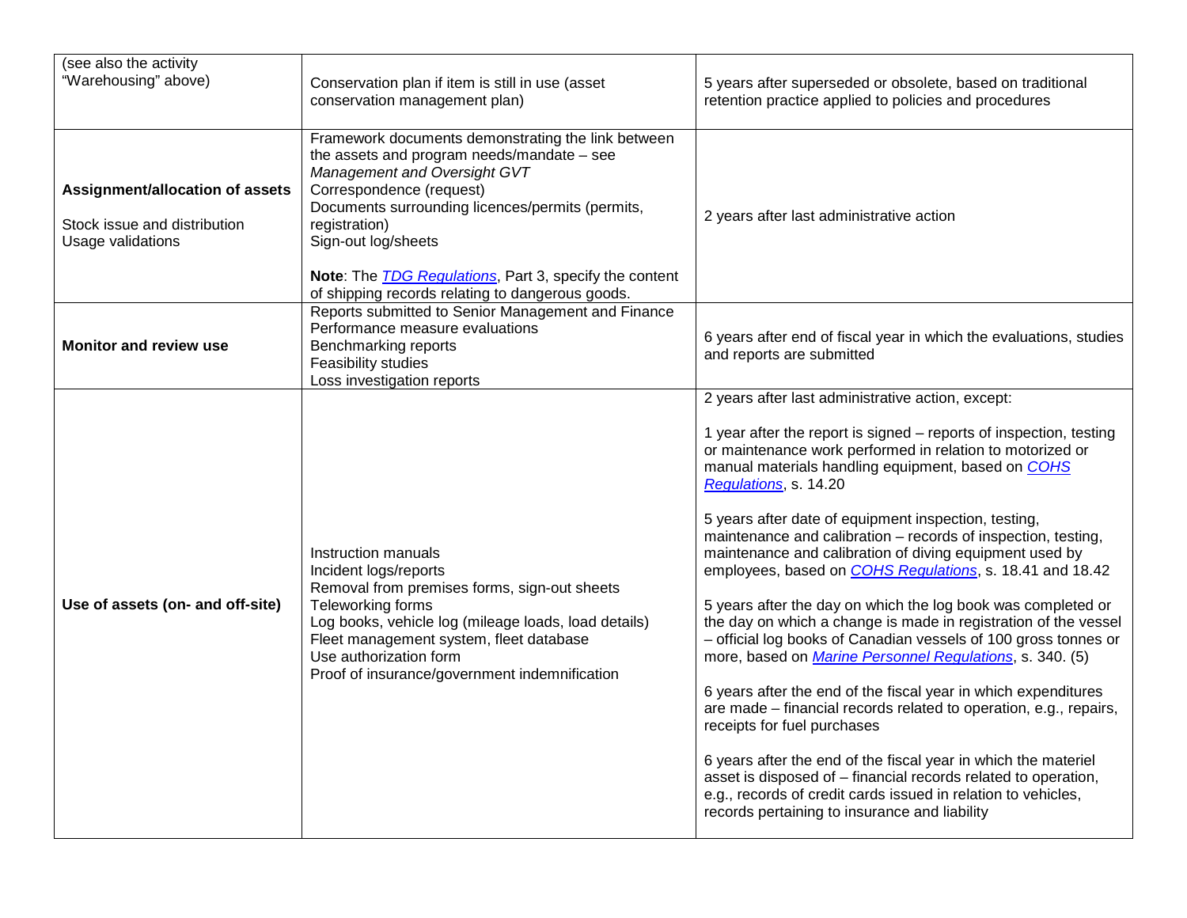| | | |
|---|---|---|
| (see also the activity "Warehousing" above) | Conservation plan if item is still in use (asset conservation management plan) | 5 years after superseded or obsolete, based on traditional retention practice applied to policies and procedures |
| **Assignment/allocation of assets**<br><br>Stock issue and distribution<br>Usage validations | Framework documents demonstrating the link between the assets and program needs/mandate – see *Management and Oversight GVT*<br>Correspondence (request)<br>Documents surrounding licences/permits (permits, registration)<br>Sign-out log/sheets<br><br>**Note**: The *TDG Regulations*, Part 3, specify the content of shipping records relating to dangerous goods. | 2 years after last administrative action |
| **Monitor and review use** | Reports submitted to Senior Management and Finance<br>Performance measure evaluations<br>Benchmarking reports<br>Feasibility studies<br>Loss investigation reports | 6 years after end of fiscal year in which the evaluations, studies and reports are submitted |
| **Use of assets (on- and off-site)** | Instruction manuals<br>Incident logs/reports<br>Removal from premises forms, sign-out sheets<br>Teleworking forms<br>Log books, vehicle log (mileage loads, load details)<br>Fleet management system, fleet database<br>Use authorization form<br>Proof of insurance/government indemnification | 2 years after last administrative action, except:<br><br>1 year after the report is signed – reports of inspection, testing or maintenance work performed in relation to motorized or manual materials handling equipment, based on *COHS Regulations*, s. 14.20<br><br>5 years after date of equipment inspection, testing, maintenance and calibration – records of inspection, testing, maintenance and calibration of diving equipment used by employees, based on *COHS Regulations*, s. 18.41 and 18.42<br><br>5 years after the day on which the log book was completed or the day on which a change is made in registration of the vessel – official log books of Canadian vessels of 100 gross tonnes or more, based on *Marine Personnel Regulations*, s. 340. (5)<br><br>6 years after the end of the fiscal year in which expenditures are made – financial records related to operation, e.g., repairs, receipts for fuel purchases<br><br>6 years after the end of the fiscal year in which the materiel asset is disposed of – financial records related to operation, e.g., records of credit cards issued in relation to vehicles, records pertaining to insurance and liability |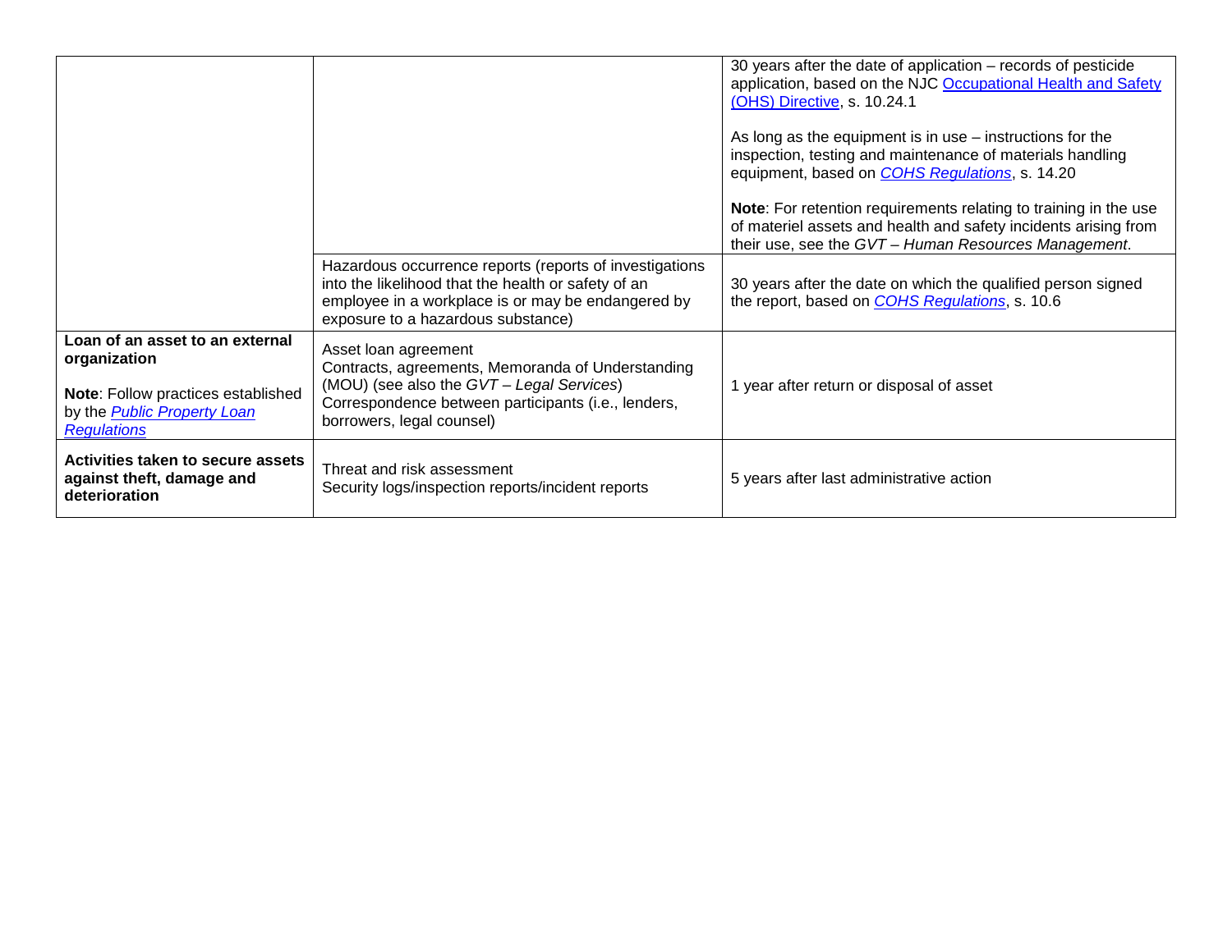| | | |
|---|---|---|
| | | 30 years after the date of application – records of pesticide application, based on the NJC Occupational Health and Safety (OHS) Directive, s. 10.24.1<br><br>As long as the equipment is in use – instructions for the inspection, testing and maintenance of materials handling equipment, based on *COHS Regulations*, s. 14.20<br><br>**Note**: For retention requirements relating to training in the use of materiel assets and health and safety incidents arising from their use, see the *GVT – Human Resources Management*. |
| | Hazardous occurrence reports (reports of investigations into the likelihood that the health or safety of an employee in a workplace is or may be endangered by exposure to a hazardous substance) | 30 years after the date on which the qualified person signed the report, based on *COHS Regulations*, s. 10.6 |
| **Loan of an asset to an external organization**<br><br>**Note**: Follow practices established by the *Public Property Loan Regulations* | Asset loan agreement<br>Contracts, agreements, Memoranda of Understanding (MOU) (see also the *GVT – Legal Services*)<br>Correspondence between participants (i.e., lenders, borrowers, legal counsel) | 1 year after return or disposal of asset |
| **Activities taken to secure assets against theft, damage and deterioration** | Threat and risk assessment<br>Security logs/inspection reports/incident reports | 5 years after last administrative action |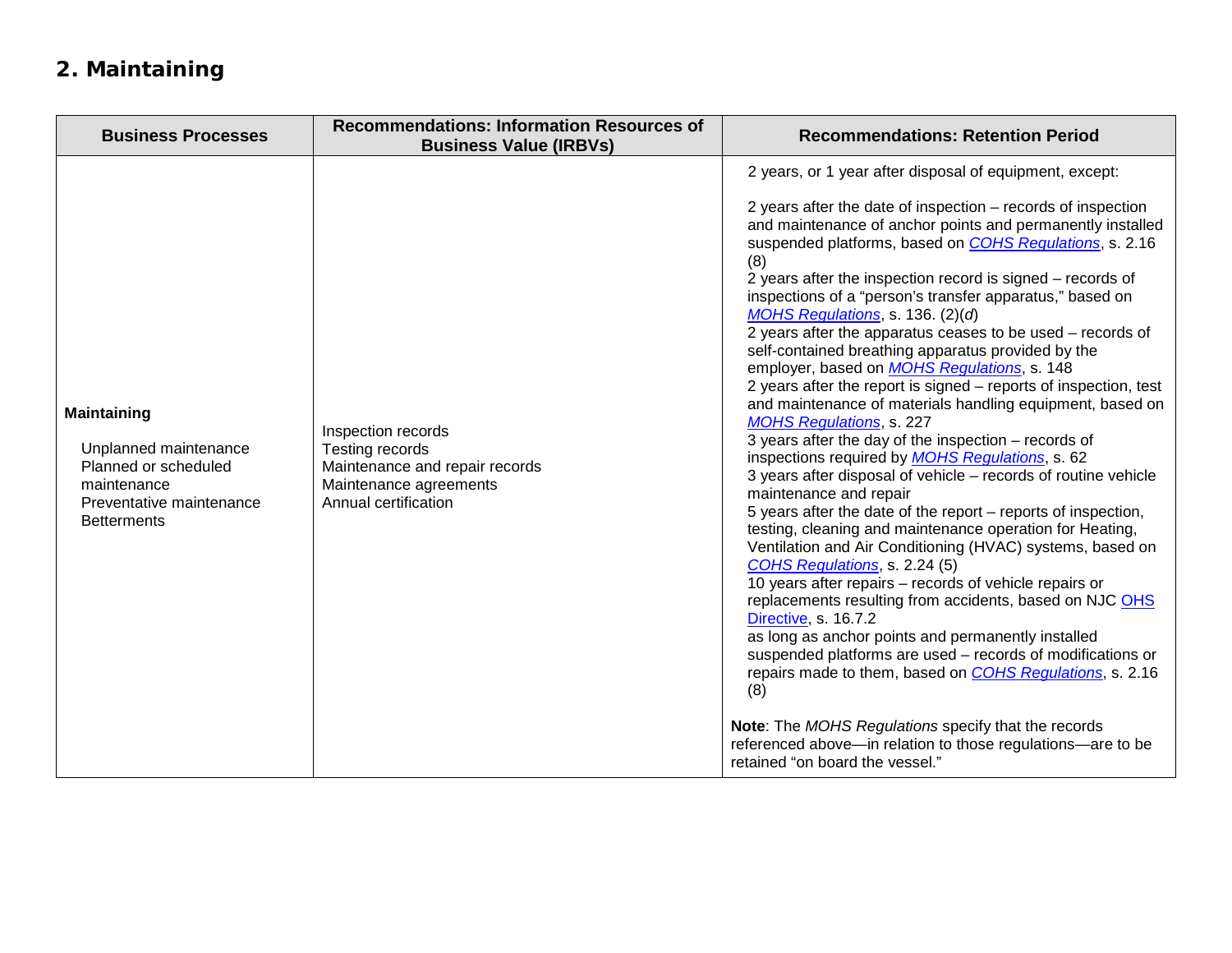## 2. Maintaining

| Business Processes | Recommendations: Information Resources of Business Value (IRBVs) | Recommendations: Retention Period |
|---|---|---|
| **Maintaining**<br><br>Unplanned maintenance<br>Planned or scheduled maintenance<br>Preventative maintenance<br>Betterments | Inspection records<br>Testing records<br>Maintenance and repair records<br>Maintenance agreements<br>Annual certification | 2 years, or 1 year after disposal of equipment, except:<br><br>2 years after the date of inspection – records of inspection and maintenance of anchor points and permanently installed suspended platforms, based on *COHS Regulations*, s. 2.16 (8)<br>2 years after the inspection record is signed – records of inspections of a "person's transfer apparatus," based on *MOHS Regulations*, s. 136. (2)(*d*)<br>2 years after the apparatus ceases to be used – records of self-contained breathing apparatus provided by the employer, based on *MOHS Regulations*, s. 148<br>2 years after the report is signed – reports of inspection, test and maintenance of materials handling equipment, based on *MOHS Regulations*, s. 227<br>3 years after the day of the inspection – records of inspections required by *MOHS Regulations*, s. 62<br>3 years after disposal of vehicle – records of routine vehicle maintenance and repair<br>5 years after the date of the report – reports of inspection, testing, cleaning and maintenance operation for Heating, Ventilation and Air Conditioning (HVAC) systems, based on *COHS Regulations*, s. 2.24 (5)<br>10 years after repairs – records of vehicle repairs or replacements resulting from accidents, based on NJC OHS Directive, s. 16.7.2<br>as long as anchor points and permanently installed suspended platforms are used – records of modifications or repairs made to them, based on *COHS Regulations*, s. 2.16 (8)<br><br>**Note**: The *MOHS Regulations* specify that the records referenced above—in relation to those regulations—are to be retained "on board the vessel." |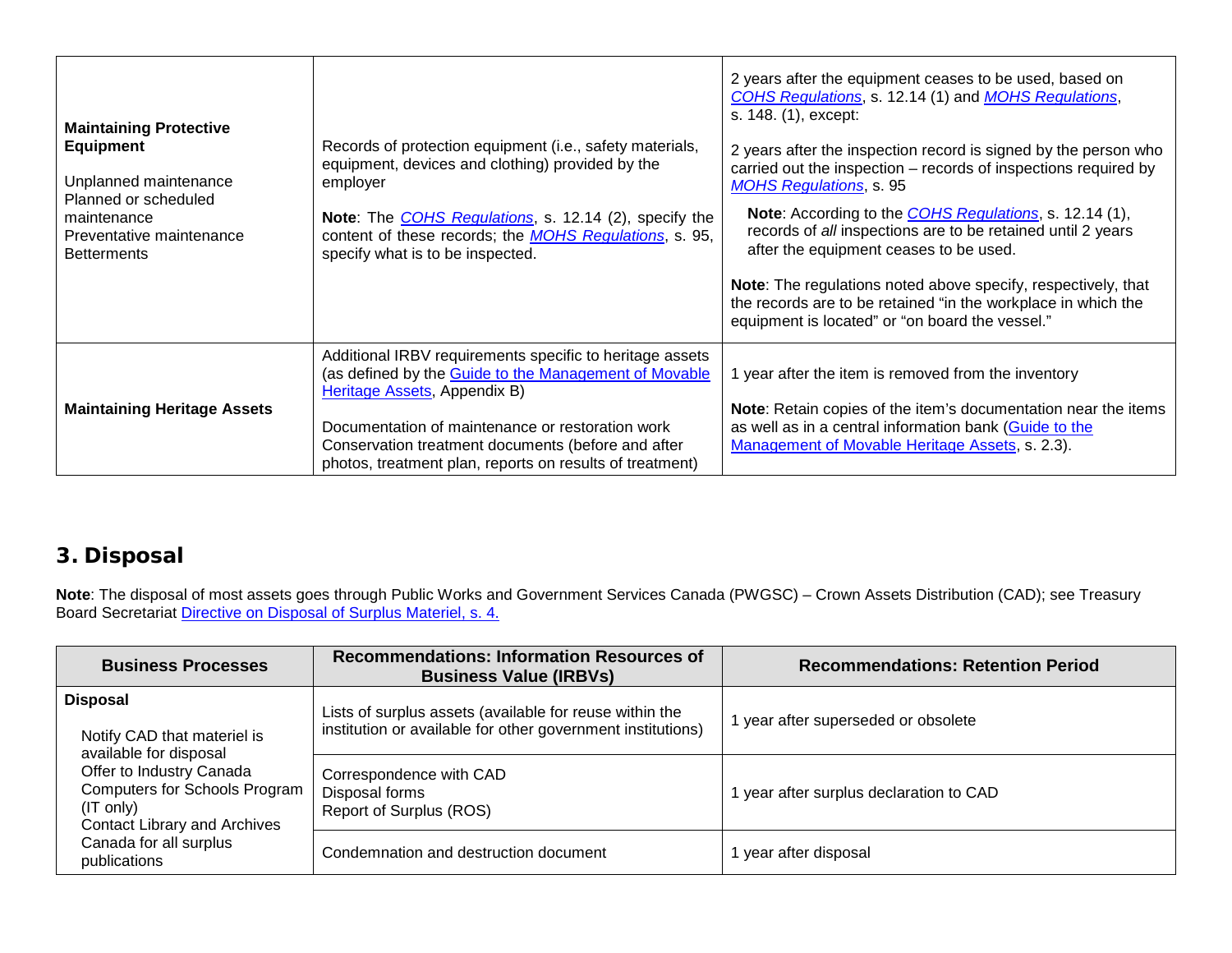| | | |
|---|---|---|
| **Maintaining Protective Equipment**<br><br>Unplanned maintenance<br>Planned or scheduled maintenance<br>Preventative maintenance<br>Betterments | Records of protection equipment (i.e., safety materials, equipment, devices and clothing) provided by the employer<br><br>**Note**: The *COHS Regulations*, s. 12.14 (2), specify the content of these records; the *MOHS Regulations*, s. 95, specify what is to be inspected. | 2 years after the equipment ceases to be used, based on *COHS Regulations*, s. 12.14 (1) and *MOHS Regulations*, s. 148. (1), except:<br><br>2 years after the inspection record is signed by the person who carried out the inspection – records of inspections required by *MOHS Regulations*, s. 95<br><br>**Note**: According to the *COHS Regulations*, s. 12.14 (1), records of *all* inspections are to be retained until 2 years after the equipment ceases to be used.<br><br>**Note**: The regulations noted above specify, respectively, that the records are to be retained “in the workplace in which the equipment is located” or “on board the vessel.” |
| **Maintaining Heritage Assets** | Additional IRBV requirements specific to heritage assets (as defined by the Guide to the Management of Movable Heritage Assets, Appendix B)<br><br>Documentation of maintenance or restoration work<br>Conservation treatment documents (before and after photos, treatment plan, reports on results of treatment) | 1 year after the item is removed from the inventory<br><br>**Note**: Retain copies of the item’s documentation near the items as well as in a central information bank (Guide to the Management of Movable Heritage Assets, s. 2.3). |

## 3. Disposal

**Note**: The disposal of most assets goes through Public Works and Government Services Canada (PWGSC) – Crown Assets Distribution (CAD); see Treasury Board Secretariat Directive on Disposal of Surplus Materiel, s. 4.

| Business Processes | Recommendations: Information Resources of Business Value (IRBVs) | Recommendations: Retention Period |
|---|---|---|
| **Disposal**<br><br>Notify CAD that materiel is available for disposal<br>Offer to Industry Canada Computers for Schools Program (IT only)<br>Contact Library and Archives Canada for all surplus publications | Lists of surplus assets (available for reuse within the institution or available for other government institutions) | 1 year after superseded or obsolete |
| | Correspondence with CAD<br>Disposal forms<br>Report of Surplus (ROS) | 1 year after surplus declaration to CAD |
| | Condemnation and destruction document | 1 year after disposal |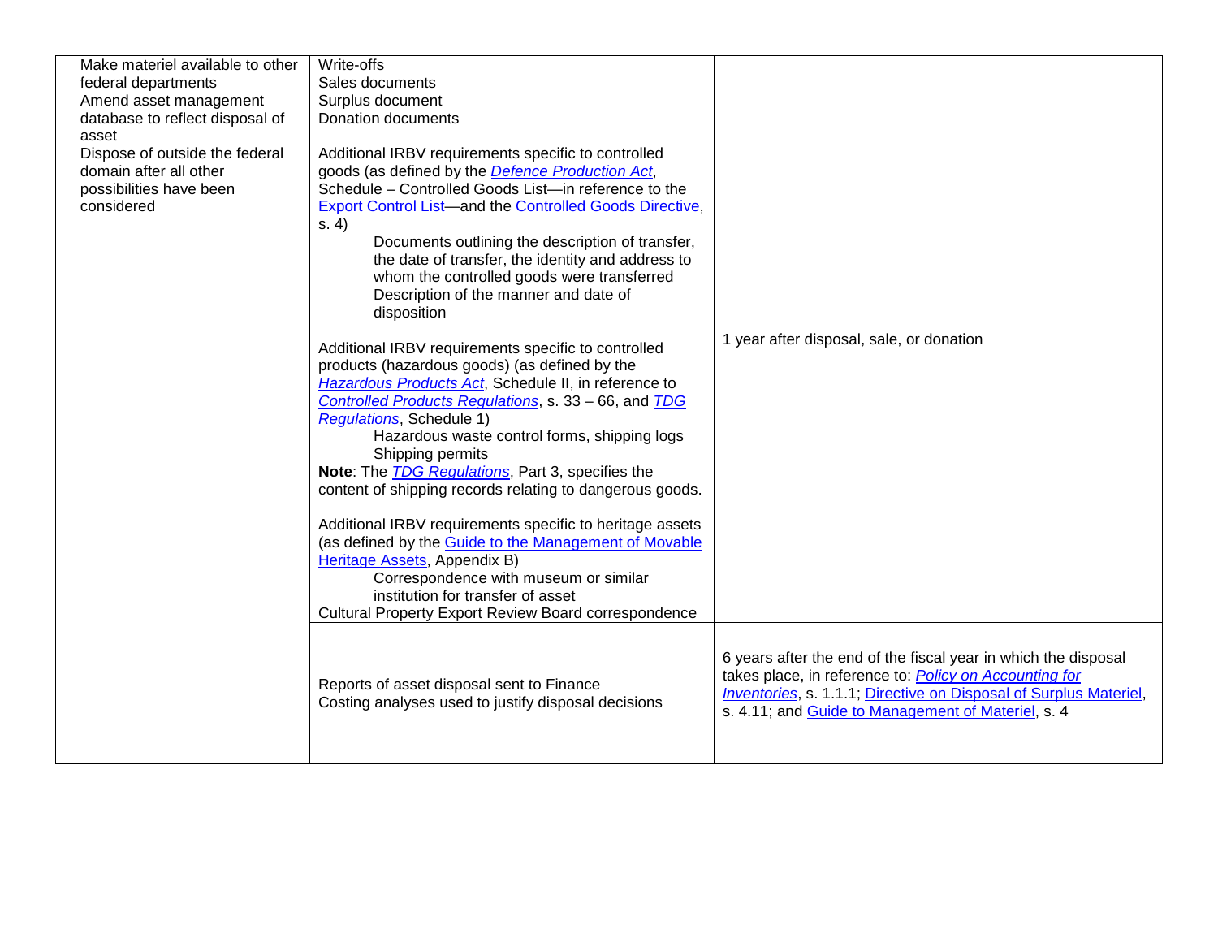| | | |
|---|---|---|
| Make materiel available to other federal departments<br>Amend asset management database to reflect disposal of asset<br>Dispose of outside the federal domain after all other possibilities have been considered | Write-offs<br>Sales documents<br>Surplus document<br>Donation documents<br><br>Additional IRBV requirements specific to controlled goods (as defined by the *Defence Production Act*, Schedule – Controlled Goods List—in reference to the Export Control List—and the Controlled Goods Directive, s. 4)<br>Documents outlining the description of transfer, the date of transfer, the identity and address to whom the controlled goods were transferred<br>Description of the manner and date of disposition<br><br>Additional IRBV requirements specific to controlled products (hazardous goods) (as defined by the *Hazardous Products Act*, Schedule II, in reference to *Controlled Products Regulations*, s. 33 – 66, and *TDG Regulations*, Schedule 1)<br>Hazardous waste control forms, shipping logs<br>Shipping permits<br>**Note**: The *TDG Regulations*, Part 3, specifies the content of shipping records relating to dangerous goods.<br><br>Additional IRBV requirements specific to heritage assets (as defined by the Guide to the Management of Movable Heritage Assets, Appendix B)<br>Correspondence with museum or similar institution for transfer of asset<br>Cultural Property Export Review Board correspondence | 1 year after disposal, sale, or donation |
| | Reports of asset disposal sent to Finance<br>Costing analyses used to justify disposal decisions | 6 years after the end of the fiscal year in which the disposal takes place, in reference to: *Policy on Accounting for Inventories*, s. 1.1.1; Directive on Disposal of Surplus Materiel, s. 4.11; and Guide to Management of Materiel, s. 4 |